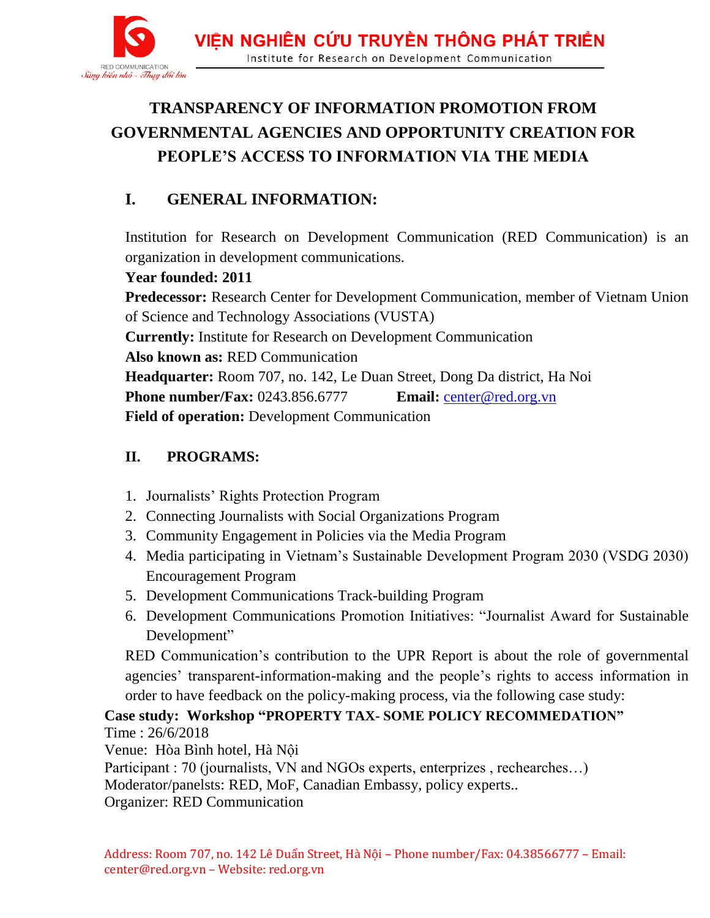# TRANSPARENCY OF INFORMATION PROMOTION FROM GOVERNMENTAL AGENCIES AND OPPORTUNITY CREATION FOR PEOPLE'S ACCESS TO INFORMATION VIA THE MEDIA

## I. GENERAL INFORMATION:

Institution for Research on Development Communication (RED Communication) is an organization in development communications.

**Year founded: 2011**

**Predecessor:** Research Center for Development Communication, member of Vietnam Union of Science and Technology Associations (VUSTA)

**Currently:** Institute for Research on Development Communication

**Also known as:** RED Communication

**Headquarter:** Room 707, no. 142, Le Duan Street, Dong Da district, Ha Noi

**Phone number/Fax:** 0243.856.6777 **Email:** center@red.org.vn

**Field of operation:** Development Communication

## II. PROGRAMS:

1. Journalists' Rights Protection Program
2. Connecting Journalists with Social Organizations Program
3. Community Engagement in Policies via the Media Program
4. Media participating in Vietnam's Sustainable Development Program 2030 (VSDG 2030) Encouragement Program
5. Development Communications Track-building Program
6. Development Communications Promotion Initiatives: "Journalist Award for Sustainable Development"

RED Communication's contribution to the UPR Report is about the role of governmental agencies' transparent-information-making and the people's rights to access information in order to have feedback on the policy-making process, via the following case study:

**Case study: Workshop "PROPERTY TAX- SOME POLICY RECOMMEDATION"**

Time : 26/6/2018

Venue: Hòa Bình hotel, Hà Nội

Participant : 70 (journalists, VN and NGOs experts, enterprizes , rechearches…)

Moderator/panelsts: RED, MoF, Canadian Embassy, policy experts..

Organizer: RED Communication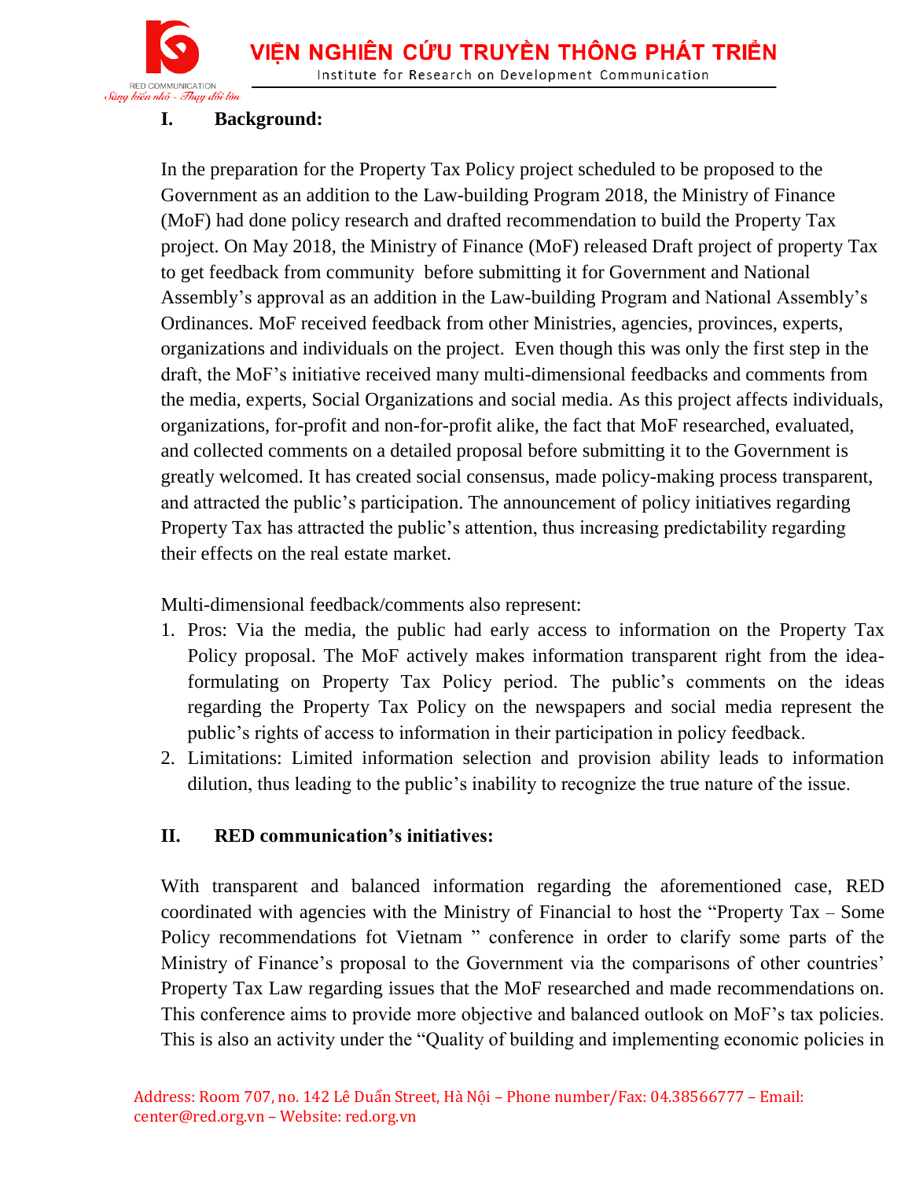## I. Background:

In the preparation for the Property Tax Policy project scheduled to be proposed to the Government as an addition to the Law-building Program 2018, the Ministry of Finance (MoF) had done policy research and drafted recommendation to build the Property Tax project. On May 2018, the Ministry of Finance (MoF) released Draft project of property Tax to get feedback from community before submitting it for Government and National Assembly's approval as an addition in the Law-building Program and National Assembly's Ordinances. MoF received feedback from other Ministries, agencies, provinces, experts, organizations and individuals on the project. Even though this was only the first step in the draft, the MoF's initiative received many multi-dimensional feedbacks and comments from the media, experts, Social Organizations and social media. As this project affects individuals, organizations, for-profit and non-for-profit alike, the fact that MoF researched, evaluated, and collected comments on a detailed proposal before submitting it to the Government is greatly welcomed. It has created social consensus, made policy-making process transparent, and attracted the public's participation. The announcement of policy initiatives regarding Property Tax has attracted the public's attention, thus increasing predictability regarding their effects on the real estate market.

Multi-dimensional feedback/comments also represent:

1. Pros: Via the media, the public had early access to information on the Property Tax Policy proposal. The MoF actively makes information transparent right from the idea-formulating on Property Tax Policy period. The public's comments on the ideas regarding the Property Tax Policy on the newspapers and social media represent the public's rights of access to information in their participation in policy feedback.
2. Limitations: Limited information selection and provision ability leads to information dilution, thus leading to the public's inability to recognize the true nature of the issue.

## II. RED communication's initiatives:

With transparent and balanced information regarding the aforementioned case, RED coordinated with agencies with the Ministry of Financial to host the "Property Tax – Some Policy recommendations fot Vietnam " conference in order to clarify some parts of the Ministry of Finance's proposal to the Government via the comparisons of other countries' Property Tax Law regarding issues that the MoF researched and made recommendations on. This conference aims to provide more objective and balanced outlook on MoF's tax policies. This is also an activity under the "Quality of building and implementing economic policies in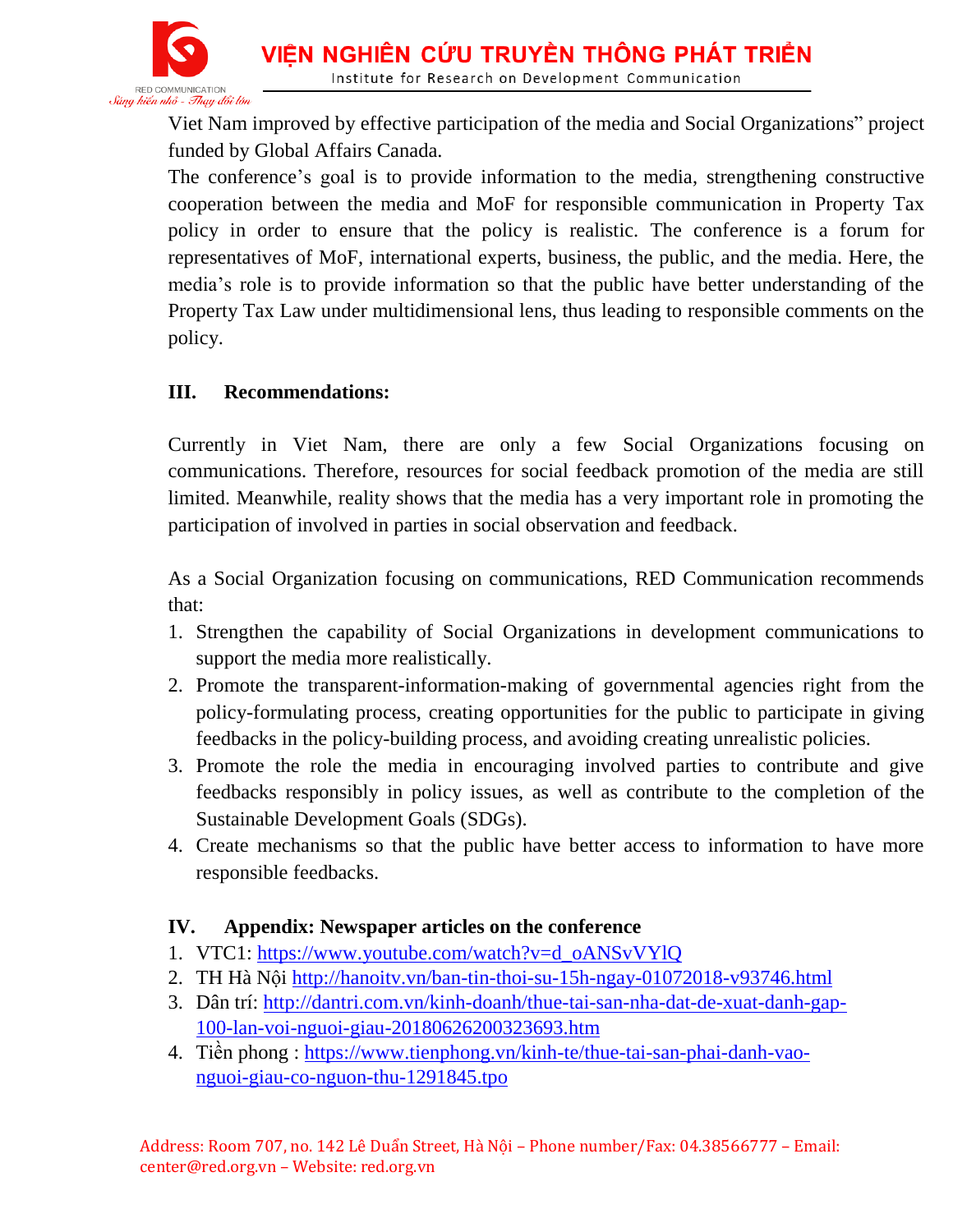Viet Nam improved by effective participation of the media and Social Organizations" project funded by Global Affairs Canada.

The conference's goal is to provide information to the media, strengthening constructive cooperation between the media and MoF for responsible communication in Property Tax policy in order to ensure that the policy is realistic. The conference is a forum for representatives of MoF, international experts, business, the public, and the media. Here, the media's role is to provide information so that the public have better understanding of the Property Tax Law under multidimensional lens, thus leading to responsible comments on the policy.

## III. Recommendations:

Currently in Viet Nam, there are only a few Social Organizations focusing on communications. Therefore, resources for social feedback promotion of the media are still limited. Meanwhile, reality shows that the media has a very important role in promoting the participation of involved in parties in social observation and feedback.

As a Social Organization focusing on communications, RED Communication recommends that:

1. Strengthen the capability of Social Organizations in development communications to support the media more realistically.
2. Promote the transparent-information-making of governmental agencies right from the policy-formulating process, creating opportunities for the public to participate in giving feedbacks in the policy-building process, and avoiding creating unrealistic policies.
3. Promote the role the media in encouraging involved parties to contribute and give feedbacks responsibly in policy issues, as well as contribute to the completion of the Sustainable Development Goals (SDGs).
4. Create mechanisms so that the public have better access to information to have more responsible feedbacks.

## IV. Appendix: Newspaper articles on the conference

1. VTC1: https://www.youtube.com/watch?v=d_oANSvVYlQ
2. TH Hà Nội http://hanoitv.vn/ban-tin-thoi-su-15h-ngay-01072018-v93746.html
3. Dân trí: http://dantri.com.vn/kinh-doanh/thue-tai-san-nha-dat-de-xuat-danh-gap-100-lan-voi-nguoi-giau-20180626200323693.htm
4. Tiền phong : https://www.tienphong.vn/kinh-te/thue-tai-san-phai-danh-vao-nguoi-giau-co-nguon-thu-1291845.tpo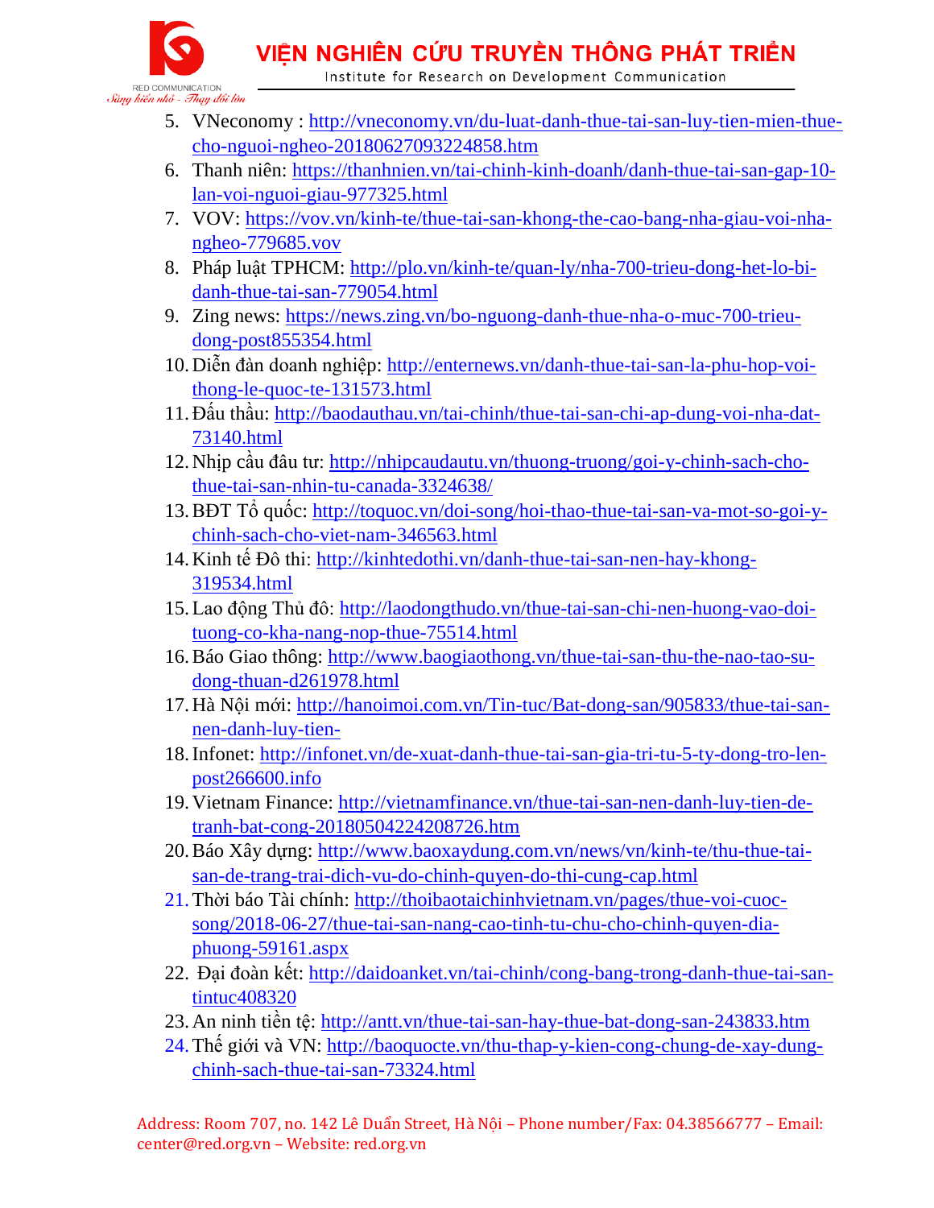5. VNeconomy : http://vneconomy.vn/du-luat-danh-thue-tai-san-luy-tien-mien-thue-cho-nguoi-ngheo-20180627093224858.htm
6. Thanh niên: https://thanhnien.vn/tai-chinh-kinh-doanh/danh-thue-tai-san-gap-10-lan-voi-nguoi-giau-977325.html
7. VOV: https://vov.vn/kinh-te/thue-tai-san-khong-the-cao-bang-nha-giau-voi-nha-ngheo-779685.vov
8. Pháp luật TPHCM: http://plo.vn/kinh-te/quan-ly/nha-700-trieu-dong-het-lo-bi-danh-thue-tai-san-779054.html
9. Zing news: https://news.zing.vn/bo-nguong-danh-thue-nha-o-muc-700-trieu-dong-post855354.html
10. Diễn đàn doanh nghiệp: http://enternews.vn/danh-thue-tai-san-la-phu-hop-voi-thong-le-quoc-te-131573.html
11. Đấu thầu: http://baodauthau.vn/tai-chinh/thue-tai-san-chi-ap-dung-voi-nha-dat-73140.html
12. Nhịp cầu đầu tư: http://nhipcaudautu.vn/thuong-truong/goi-y-chinh-sach-cho-thue-tai-san-nhin-tu-canada-3324638/
13. BĐT Tổ quốc: http://toquoc.vn/doi-song/hoi-thao-thue-tai-san-va-mot-so-goi-y-chinh-sach-cho-viet-nam-346563.html
14. Kinh tế Đô thị: http://kinhtedothi.vn/danh-thue-tai-san-nen-hay-khong-319534.html
15. Lao động Thủ đô: http://laodongthudo.vn/thue-tai-san-chi-nen-huong-vao-doi-tuong-co-kha-nang-nop-thue-75514.html
16. Báo Giao thông: http://www.baogiaothong.vn/thue-tai-san-thu-the-nao-tao-su-dong-thuan-d261978.html
17. Hà Nội mới: http://hanoimoi.com.vn/Tin-tuc/Bat-dong-san/905833/thue-tai-san-nen-danh-luy-tien-
18. Infonet: http://infonet.vn/de-xuat-danh-thue-tai-san-gia-tri-tu-5-ty-dong-tro-len-post266600.info
19. Vietnam Finance: http://vietnamfinance.vn/thue-tai-san-nen-danh-luy-tien-de-tranh-bat-cong-20180504224208726.htm
20. Báo Xây dựng: http://www.baoxaydung.com.vn/news/vn/kinh-te/thu-thue-tai-san-de-trang-trai-dich-vu-do-chinh-quyen-do-thi-cung-cap.html
21. Thời báo Tài chính: http://thoibaotaichinhvietnam.vn/pages/thue-voi-cuoc-song/2018-06-27/thue-tai-san-nang-cao-tinh-tu-chu-cho-chinh-quyen-dia-phuong-59161.aspx
22. Đại đoàn kết: http://daidoanket.vn/tai-chinh/cong-bang-trong-danh-thue-tai-san-tintuc408320
23. An ninh tiền tệ: http://antt.vn/thue-tai-san-hay-thue-bat-dong-san-243833.htm
24. Thế giới và VN: http://baoquocte.vn/thu-thap-y-kien-cong-chung-de-xay-dung-chinh-sach-thue-tai-san-73324.html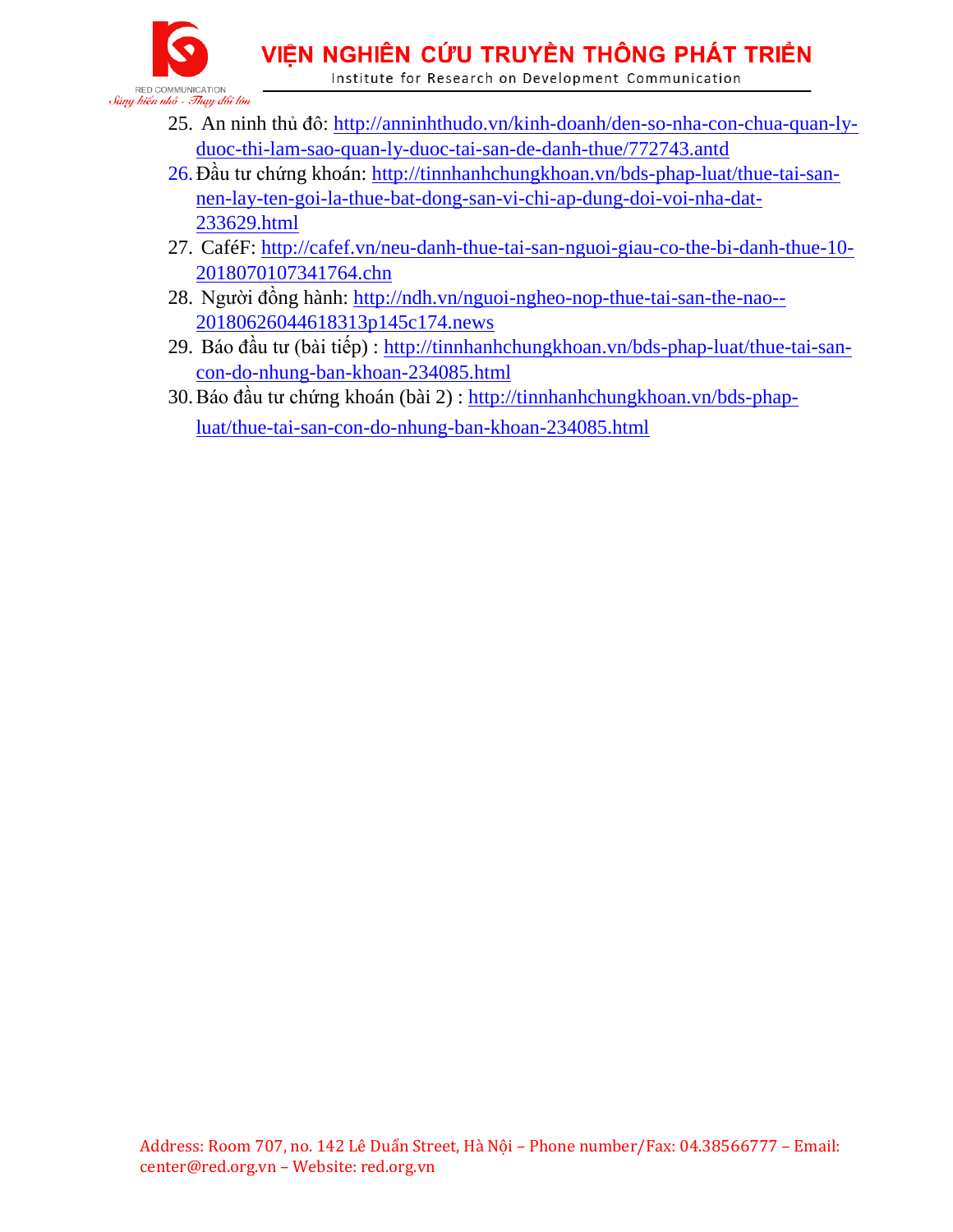25. An ninh thủ đô: http://anninhthudo.vn/kinh-doanh/den-so-nha-con-chua-quan-ly-duoc-thi-lam-sao-quan-ly-duoc-tai-san-de-danh-thue/772743.antd
26. Đầu tư chứng khoán: http://tinnhanhchungkhoan.vn/bds-phap-luat/thue-tai-san-nen-lay-ten-goi-la-thue-bat-dong-san-vi-chi-ap-dung-doi-voi-nha-dat-233629.html
27. CaféF: http://cafef.vn/neu-danh-thue-tai-san-nguoi-giau-co-the-bi-danh-thue-10-20180701073417­64.chn
28. Người đồng hành: http://ndh.vn/nguoi-ngheo-nop-thue-tai-san-the-nao--20180626044618313p145c174.news
29. Báo đầu tư (bài tiếp) : http://tinnhanhchungkhoan.vn/bds-phap-luat/thue-tai-san-con-do-nhung-ban-khoan-234085.html
30. Báo đầu tư chứng khoán (bài 2) : http://tinnhanhchungkhoan.vn/bds-phap-luat/thue-tai-san-con-do-nhung-ban-khoan-234085.html